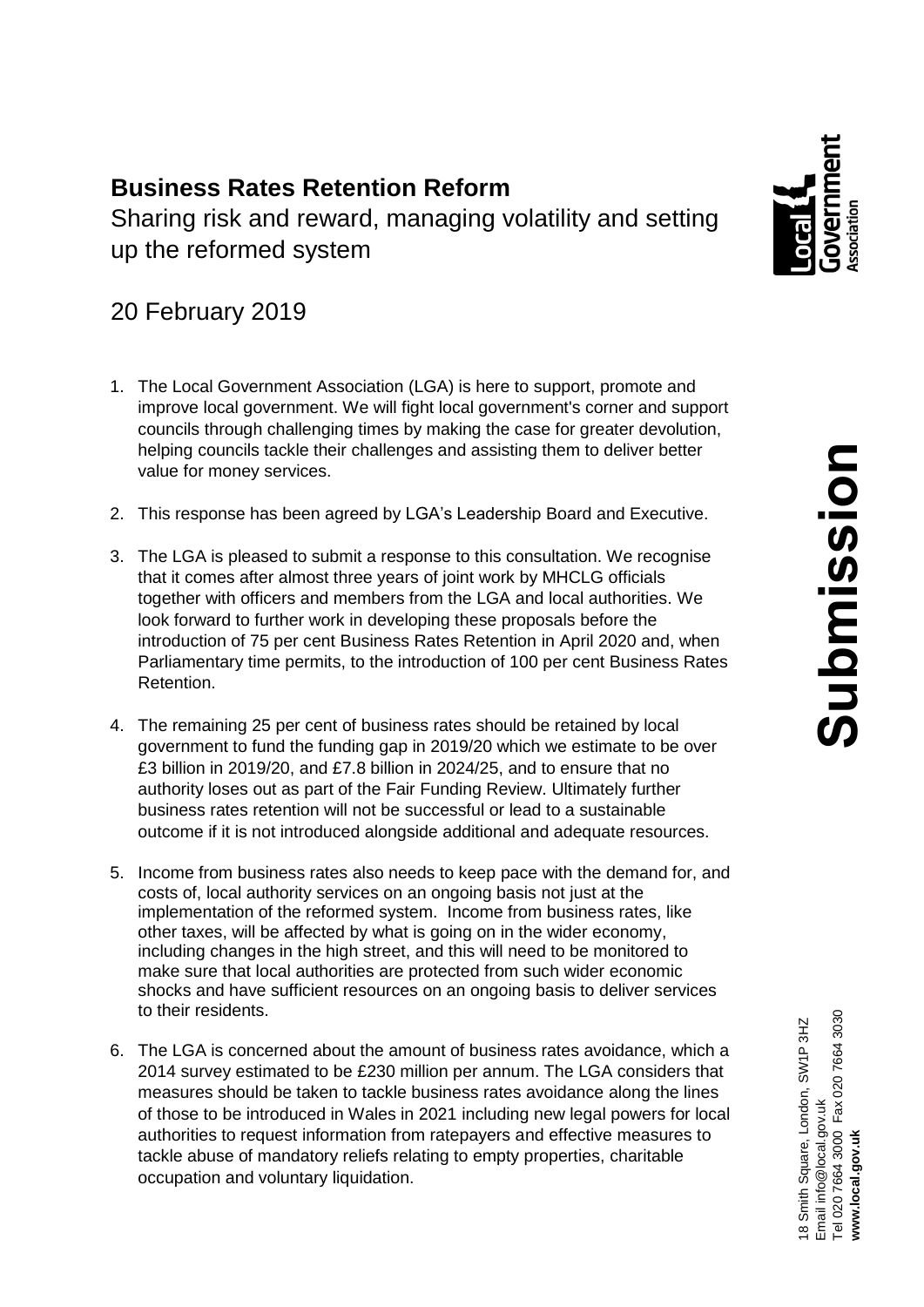# Business Rates Retention Reform

Sharing risk and reward, managing volatility and setting up the reformed system

20 February 2019

**Submission**

1. The Local Government Association (LGA) is here to support, promote and improve local government. We will fight local government's corner and support councils through challenging times by making the case for greater devolution, helping councils tackle their challenges and assisting them to deliver better value for money services.

2. This response has been agreed by LGA's Leadership Board and Executive.

3. The LGA is pleased to submit a response to this consultation. We recognise that it comes after almost three years of joint work by MHCLG officials together with officers and members from the LGA and local authorities. We look forward to further work in developing these proposals before the introduction of 75 per cent Business Rates Retention in April 2020 and, when Parliamentary time permits, to the introduction of 100 per cent Business Rates Retention.

4. The remaining 25 per cent of business rates should be retained by local government to fund the funding gap in 2019/20 which we estimate to be over £3 billion in 2019/20, and £7.8 billion in 2024/25, and to ensure that no authority loses out as part of the Fair Funding Review. Ultimately further business rates retention will not be successful or lead to a sustainable outcome if it is not introduced alongside additional and adequate resources.

5. Income from business rates also needs to keep pace with the demand for, and costs of, local authority services on an ongoing basis not just at the implementation of the reformed system. Income from business rates, like other taxes, will be affected by what is going on in the wider economy, including changes in the high street, and this will need to be monitored to make sure that local authorities are protected from such wider economic shocks and have sufficient resources on an ongoing basis to deliver services to their residents.

6. The LGA is concerned about the amount of business rates avoidance, which a 2014 survey estimated to be £230 million per annum. The LGA considers that measures should be taken to tackle business rates avoidance along the lines of those to be introduced in Wales in 2021 including new legal powers for local authorities to request information from ratepayers and effective measures to tackle abuse of mandatory reliefs relating to empty properties, charitable occupation and voluntary liquidation.

18 Smith Square, London, SW1P 3HZ
Email info@local.gov.uk
Tel 020 7664 3000 Fax 020 7664 3030
**www.local.gov.uk**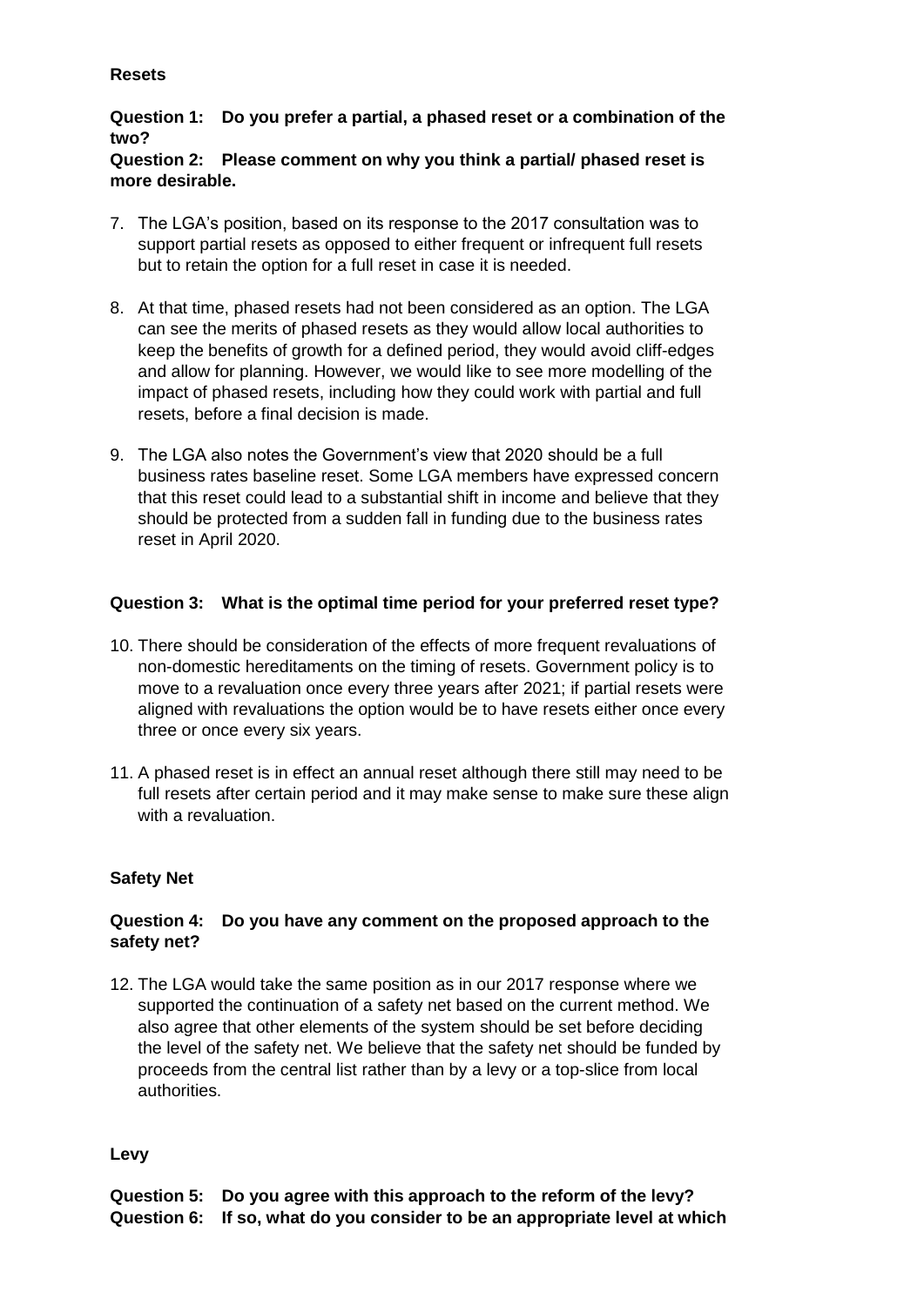**Resets**

**Question 1: Do you prefer a partial, a phased reset or a combination of the two?**

**Question 2: Please comment on why you think a partial/ phased reset is more desirable.**

7. The LGA's position, based on its response to the 2017 consultation was to support partial resets as opposed to either frequent or infrequent full resets but to retain the option for a full reset in case it is needed.

8. At that time, phased resets had not been considered as an option. The LGA can see the merits of phased resets as they would allow local authorities to keep the benefits of growth for a defined period, they would avoid cliff-edges and allow for planning. However, we would like to see more modelling of the impact of phased resets, including how they could work with partial and full resets, before a final decision is made.

9. The LGA also notes the Government's view that 2020 should be a full business rates baseline reset. Some LGA members have expressed concern that this reset could lead to a substantial shift in income and believe that they should be protected from a sudden fall in funding due to the business rates reset in April 2020.

**Question 3: What is the optimal time period for your preferred reset type?**

10. There should be consideration of the effects of more frequent revaluations of non-domestic hereditaments on the timing of resets. Government policy is to move to a revaluation once every three years after 2021; if partial resets were aligned with revaluations the option would be to have resets either once every three or once every six years.

11. A phased reset is in effect an annual reset although there still may need to be full resets after certain period and it may make sense to make sure these align with a revaluation.

**Safety Net**

**Question 4: Do you have any comment on the proposed approach to the safety net?**

12. The LGA would take the same position as in our 2017 response where we supported the continuation of a safety net based on the current method. We also agree that other elements of the system should be set before deciding the level of the safety net. We believe that the safety net should be funded by proceeds from the central list rather than by a levy or a top-slice from local authorities.

**Levy**

**Question 5: Do you agree with this approach to the reform of the levy?**

**Question 6: If so, what do you consider to be an appropriate level at which**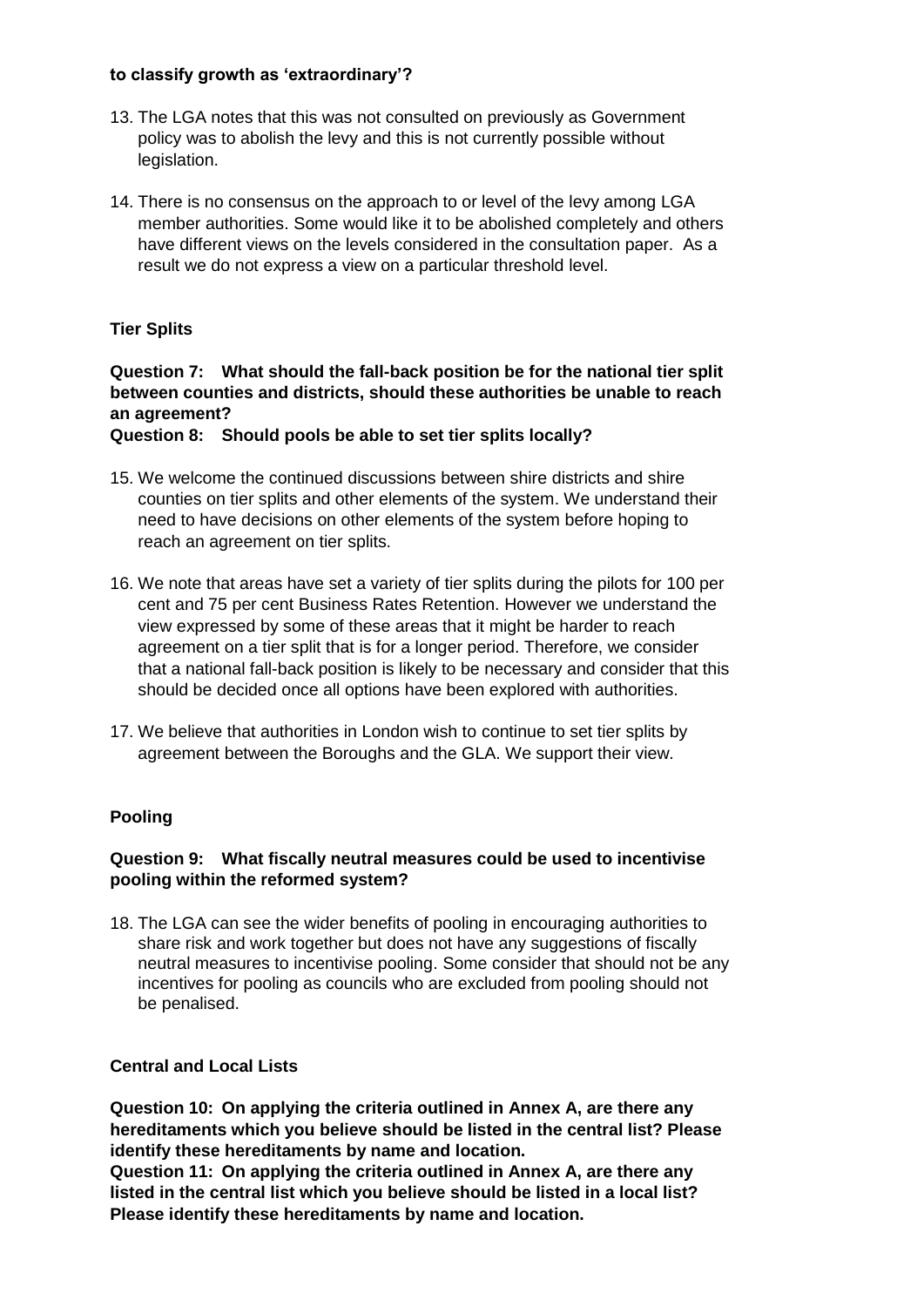**to classify growth as 'extraordinary'?**

13. The LGA notes that this was not consulted on previously as Government policy was to abolish the levy and this is not currently possible without legislation.

14. There is no consensus on the approach to or level of the levy among LGA member authorities. Some would like it to be abolished completely and others have different views on the levels considered in the consultation paper. As a result we do not express a view on a particular threshold level.

**Tier Splits**

**Question 7: What should the fall-back position be for the national tier split between counties and districts, should these authorities be unable to reach an agreement?**
**Question 8: Should pools be able to set tier splits locally?**

15. We welcome the continued discussions between shire districts and shire counties on tier splits and other elements of the system. We understand their need to have decisions on other elements of the system before hoping to reach an agreement on tier splits.

16. We note that areas have set a variety of tier splits during the pilots for 100 per cent and 75 per cent Business Rates Retention. However we understand the view expressed by some of these areas that it might be harder to reach agreement on a tier split that is for a longer period. Therefore, we consider that a national fall-back position is likely to be necessary and consider that this should be decided once all options have been explored with authorities.

17. We believe that authorities in London wish to continue to set tier splits by agreement between the Boroughs and the GLA. We support their view.

**Pooling**

**Question 9: What fiscally neutral measures could be used to incentivise pooling within the reformed system?**

18. The LGA can see the wider benefits of pooling in encouraging authorities to share risk and work together but does not have any suggestions of fiscally neutral measures to incentivise pooling. Some consider that should not be any incentives for pooling as councils who are excluded from pooling should not be penalised.

**Central and Local Lists**

**Question 10: On applying the criteria outlined in Annex A, are there any hereditaments which you believe should be listed in the central list? Please identify these hereditaments by name and location.**
**Question 11: On applying the criteria outlined in Annex A, are there any listed in the central list which you believe should be listed in a local list? Please identify these hereditaments by name and location.**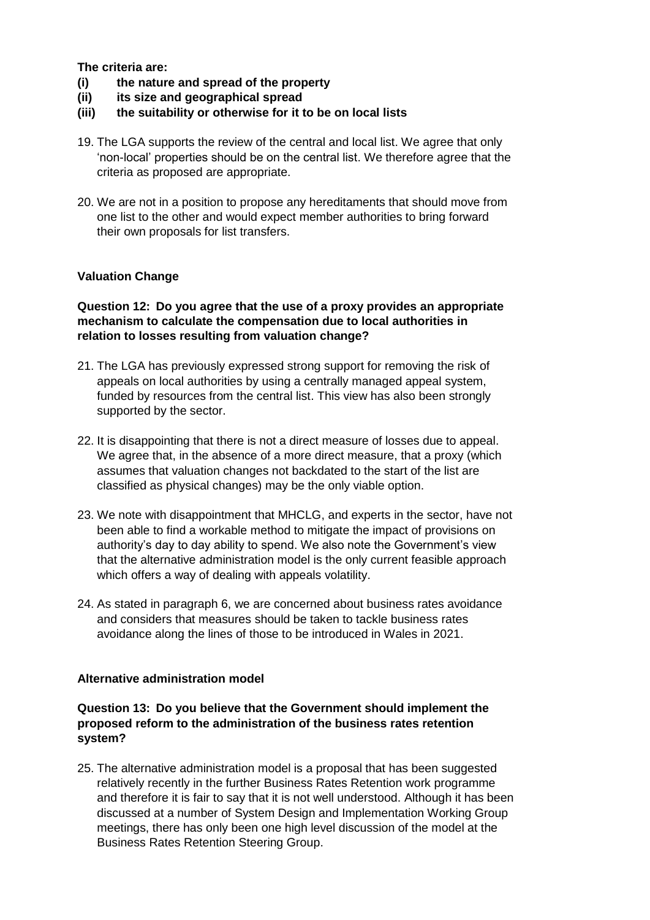**The criteria are:**

**(i) the nature and spread of the property**

**(ii) its size and geographical spread**

**(iii) the suitability or otherwise for it to be on local lists**

19. The LGA supports the review of the central and local list. We agree that only 'non-local' properties should be on the central list. We therefore agree that the criteria as proposed are appropriate.

20. We are not in a position to propose any hereditaments that should move from one list to the other and would expect member authorities to bring forward their own proposals for list transfers.

### Valuation Change

**Question 12: Do you agree that the use of a proxy provides an appropriate mechanism to calculate the compensation due to local authorities in relation to losses resulting from valuation change?**

21. The LGA has previously expressed strong support for removing the risk of appeals on local authorities by using a centrally managed appeal system, funded by resources from the central list. This view has also been strongly supported by the sector.

22. It is disappointing that there is not a direct measure of losses due to appeal. We agree that, in the absence of a more direct measure, that a proxy (which assumes that valuation changes not backdated to the start of the list are classified as physical changes) may be the only viable option.

23. We note with disappointment that MHCLG, and experts in the sector, have not been able to find a workable method to mitigate the impact of provisions on authority's day to day ability to spend. We also note the Government's view that the alternative administration model is the only current feasible approach which offers a way of dealing with appeals volatility.

24. As stated in paragraph 6, we are concerned about business rates avoidance and considers that measures should be taken to tackle business rates avoidance along the lines of those to be introduced in Wales in 2021.

### Alternative administration model

**Question 13: Do you believe that the Government should implement the proposed reform to the administration of the business rates retention system?**

25. The alternative administration model is a proposal that has been suggested relatively recently in the further Business Rates Retention work programme and therefore it is fair to say that it is not well understood. Although it has been discussed at a number of System Design and Implementation Working Group meetings, there has only been one high level discussion of the model at the Business Rates Retention Steering Group.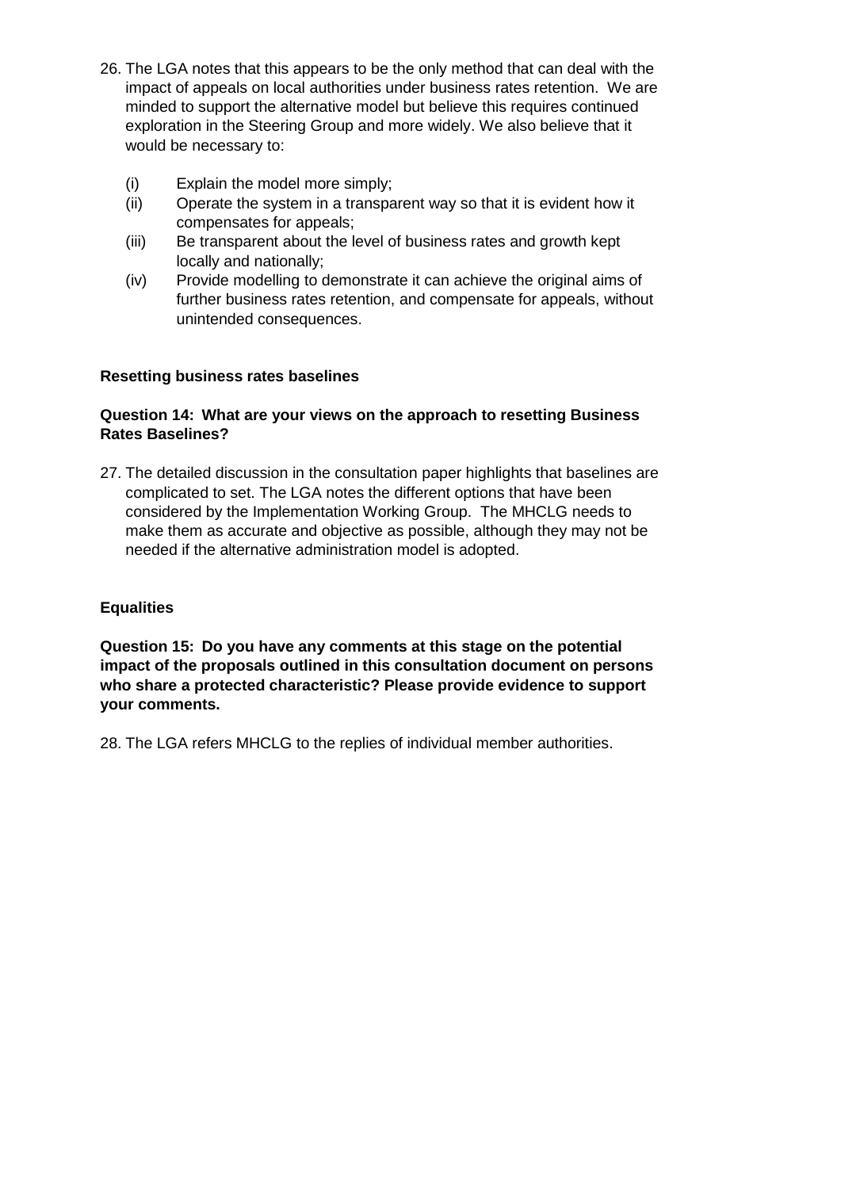26. The LGA notes that this appears to be the only method that can deal with the impact of appeals on local authorities under business rates retention. We are minded to support the alternative model but believe this requires continued exploration in the Steering Group and more widely. We also believe that it would be necessary to:

    (i) Explain the model more simply;
    (ii) Operate the system in a transparent way so that it is evident how it compensates for appeals;
    (iii) Be transparent about the level of business rates and growth kept locally and nationally;
    (iv) Provide modelling to demonstrate it can achieve the original aims of further business rates retention, and compensate for appeals, without unintended consequences.

**Resetting business rates baselines**

**Question 14: What are your views on the approach to resetting Business Rates Baselines?**

27. The detailed discussion in the consultation paper highlights that baselines are complicated to set. The LGA notes the different options that have been considered by the Implementation Working Group. The MHCLG needs to make them as accurate and objective as possible, although they may not be needed if the alternative administration model is adopted.

**Equalities**

**Question 15: Do you have any comments at this stage on the potential impact of the proposals outlined in this consultation document on persons who share a protected characteristic? Please provide evidence to support your comments.**

28. The LGA refers MHCLG to the replies of individual member authorities.